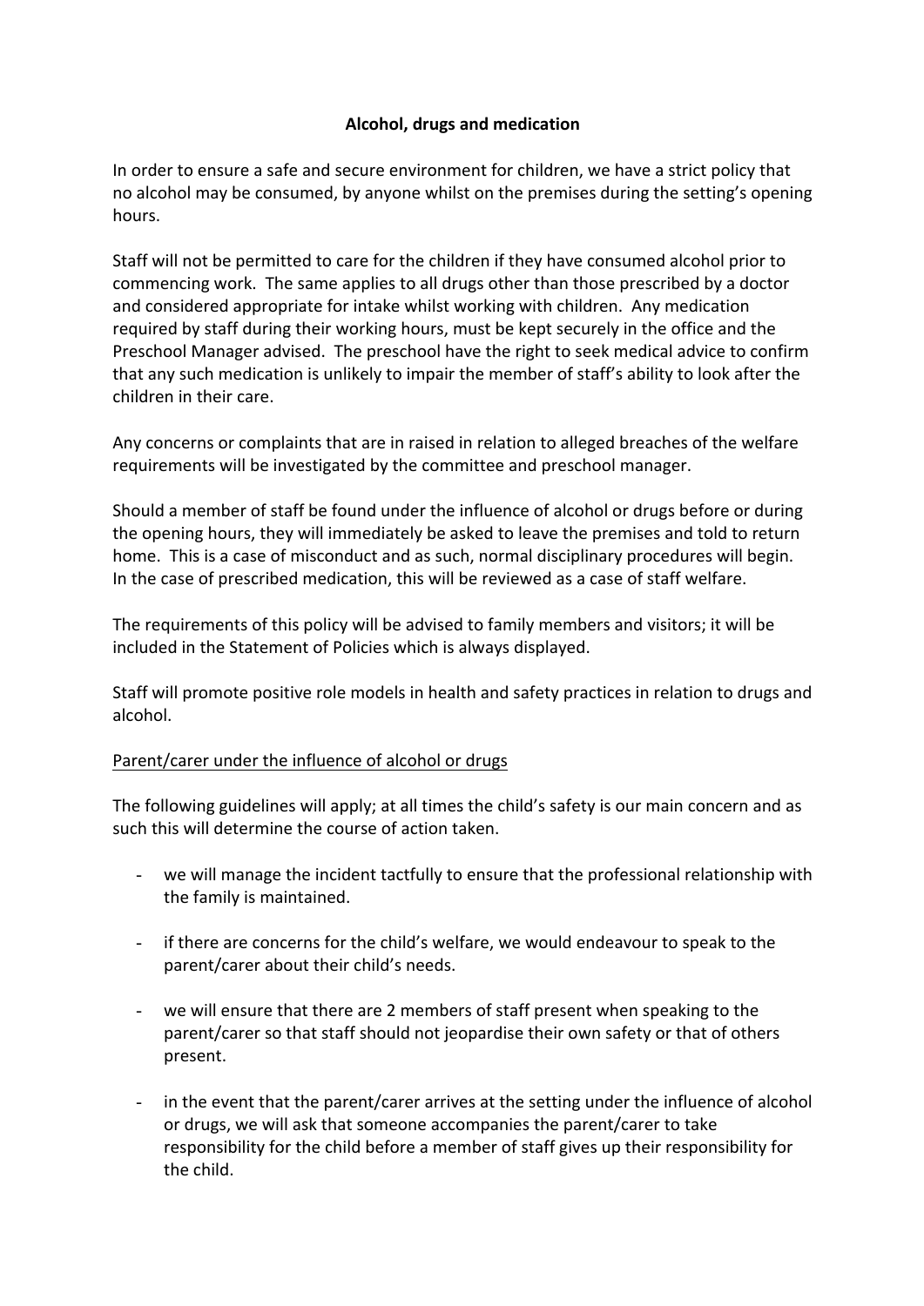# Alcohol, drugs and medication

In order to ensure a safe and secure environment for children, we have a strict policy that no alcohol may be consumed, by anyone whilst on the premises during the setting's opening hours.

Staff will not be permitted to care for the children if they have consumed alcohol prior to commencing work. The same applies to all drugs other than those prescribed by a doctor and considered appropriate for intake whilst working with children. Any medication required by staff during their working hours, must be kept securely in the office and the Preschool Manager advised. The preschool have the right to seek medical advice to confirm that any such medication is unlikely to impair the member of staff's ability to look after the children in their care.

Any concerns or complaints that are in raised in relation to alleged breaches of the welfare requirements will be investigated by the committee and preschool manager.

Should a member of staff be found under the influence of alcohol or drugs before or during the opening hours, they will immediately be asked to leave the premises and told to return home. This is a case of misconduct and as such, normal disciplinary procedures will begin. In the case of prescribed medication, this will be reviewed as a case of staff welfare.

The requirements of this policy will be advised to family members and visitors; it will be included in the Statement of Policies which is always displayed.

Staff will promote positive role models in health and safety practices in relation to drugs and alcohol.

<u>Parent/carer under the influence of alcohol or drugs</u>

The following guidelines will apply; at all times the child's safety is our main concern and as such this will determine the course of action taken.

- we will manage the incident tactfully to ensure that the professional relationship with the family is maintained.

- if there are concerns for the child's welfare, we would endeavour to speak to the parent/carer about their child's needs.

- we will ensure that there are 2 members of staff present when speaking to the parent/carer so that staff should not jeopardise their own safety or that of others present.

- in the event that the parent/carer arrives at the setting under the influence of alcohol or drugs, we will ask that someone accompanies the parent/carer to take responsibility for the child before a member of staff gives up their responsibility for the child.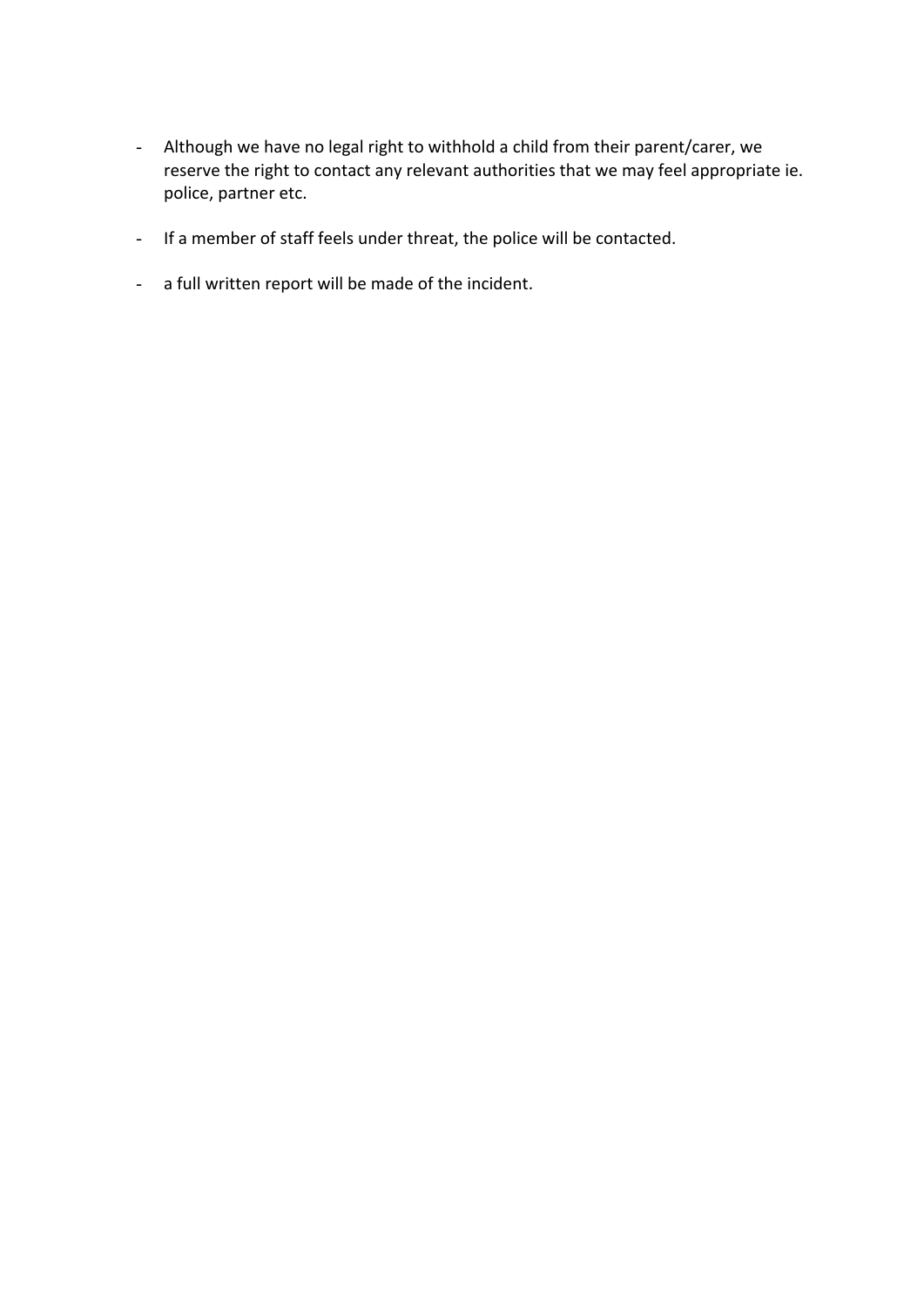- Although we have no legal right to withhold a child from their parent/carer, we reserve the right to contact any relevant authorities that we may feel appropriate ie. police, partner etc.

- If a member of staff feels under threat, the police will be contacted.

- a full written report will be made of the incident.